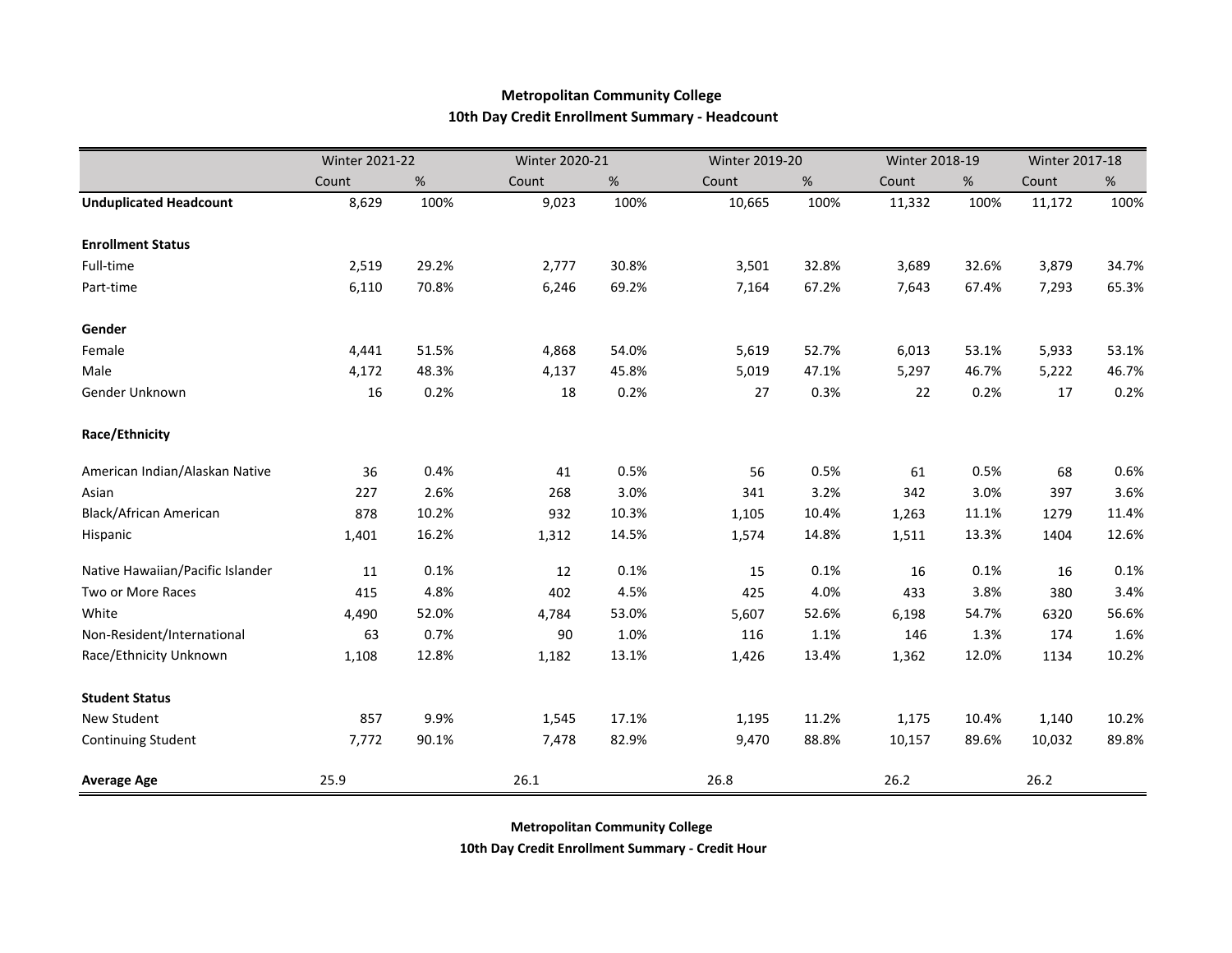**Metropolitan Community College**
**10th Day Credit Enrollment Summary - Headcount**

| | Winter 2021-22 | | Winter 2020-21 | | Winter 2019-20 | | Winter 2018-19 | | Winter 2017-18 | |
|---|---|---|---|---|---|---|---|---|---|---|
| | Count | % | Count | % | Count | % | Count | % | Count | % |
| **Unduplicated Headcount** | 8,629 | 100% | 9,023 | 100% | 10,665 | 100% | 11,332 | 100% | 11,172 | 100% |
| | | | | | | | | | | |
| **Enrollment Status** | | | | | | | | | | |
| Full-time | 2,519 | 29.2% | 2,777 | 30.8% | 3,501 | 32.8% | 3,689 | 32.6% | 3,879 | 34.7% |
| Part-time | 6,110 | 70.8% | 6,246 | 69.2% | 7,164 | 67.2% | 7,643 | 67.4% | 7,293 | 65.3% |
| | | | | | | | | | | |
| **Gender** | | | | | | | | | | |
| Female | 4,441 | 51.5% | 4,868 | 54.0% | 5,619 | 52.7% | 6,013 | 53.1% | 5,933 | 53.1% |
| Male | 4,172 | 48.3% | 4,137 | 45.8% | 5,019 | 47.1% | 5,297 | 46.7% | 5,222 | 46.7% |
| Gender Unknown | 16 | 0.2% | 18 | 0.2% | 27 | 0.3% | 22 | 0.2% | 17 | 0.2% |
| | | | | | | | | | | |
| **Race/Ethnicity** | | | | | | | | | | |
| American Indian/Alaskan Native | 36 | 0.4% | 41 | 0.5% | 56 | 0.5% | 61 | 0.5% | 68 | 0.6% |
| Asian | 227 | 2.6% | 268 | 3.0% | 341 | 3.2% | 342 | 3.0% | 397 | 3.6% |
| Black/African American | 878 | 10.2% | 932 | 10.3% | 1,105 | 10.4% | 1,263 | 11.1% | 1279 | 11.4% |
| Hispanic | 1,401 | 16.2% | 1,312 | 14.5% | 1,574 | 14.8% | 1,511 | 13.3% | 1404 | 12.6% |
| Native Hawaiian/Pacific Islander | 11 | 0.1% | 12 | 0.1% | 15 | 0.1% | 16 | 0.1% | 16 | 0.1% |
| Two or More Races | 415 | 4.8% | 402 | 4.5% | 425 | 4.0% | 433 | 3.8% | 380 | 3.4% |
| White | 4,490 | 52.0% | 4,784 | 53.0% | 5,607 | 52.6% | 6,198 | 54.7% | 6320 | 56.6% |
| Non-Resident/International | 63 | 0.7% | 90 | 1.0% | 116 | 1.1% | 146 | 1.3% | 174 | 1.6% |
| Race/Ethnicity Unknown | 1,108 | 12.8% | 1,182 | 13.1% | 1,426 | 13.4% | 1,362 | 12.0% | 1134 | 10.2% |
| | | | | | | | | | | |
| **Student Status** | | | | | | | | | | |
| New Student | 857 | 9.9% | 1,545 | 17.1% | 1,195 | 11.2% | 1,175 | 10.4% | 1,140 | 10.2% |
| Continuing Student | 7,772 | 90.1% | 7,478 | 82.9% | 9,470 | 88.8% | 10,157 | 89.6% | 10,032 | 89.8% |
| | | | | | | | | | | |
| **Average Age** | 25.9 | | 26.1 | | 26.8 | | 26.2 | | 26.2 | |

**Metropolitan Community College**
**10th Day Credit Enrollment Summary - Credit Hour**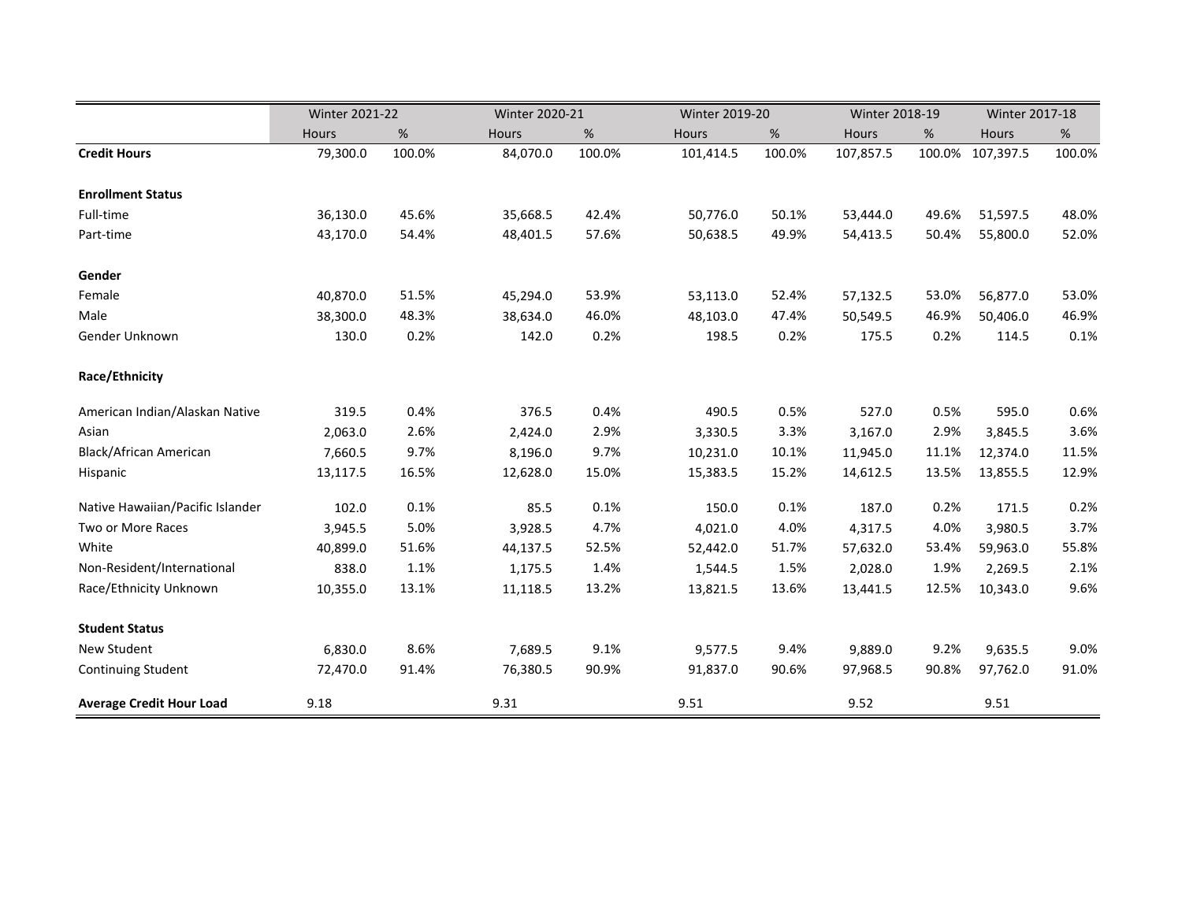| | Winter 2021-22 | | Winter 2020-21 | | Winter 2019-20 | | Winter 2018-19 | | Winter 2017-18 | |
|---|---|---|---|---|---|---|---|---|---|---|
| | Hours | % | Hours | % | Hours | % | Hours | % | Hours | % |
| **Credit Hours** | 79,300.0 | 100.0% | 84,070.0 | 100.0% | 101,414.5 | 100.0% | 107,857.5 | 100.0% | 107,397.5 | 100.0% |
| **Enrollment Status** | | | | | | | | | | |
| Full-time | 36,130.0 | 45.6% | 35,668.5 | 42.4% | 50,776.0 | 50.1% | 53,444.0 | 49.6% | 51,597.5 | 48.0% |
| Part-time | 43,170.0 | 54.4% | 48,401.5 | 57.6% | 50,638.5 | 49.9% | 54,413.5 | 50.4% | 55,800.0 | 52.0% |
| **Gender** | | | | | | | | | | |
| Female | 40,870.0 | 51.5% | 45,294.0 | 53.9% | 53,113.0 | 52.4% | 57,132.5 | 53.0% | 56,877.0 | 53.0% |
| Male | 38,300.0 | 48.3% | 38,634.0 | 46.0% | 48,103.0 | 47.4% | 50,549.5 | 46.9% | 50,406.0 | 46.9% |
| Gender Unknown | 130.0 | 0.2% | 142.0 | 0.2% | 198.5 | 0.2% | 175.5 | 0.2% | 114.5 | 0.1% |
| **Race/Ethnicity** | | | | | | | | | | |
| American Indian/Alaskan Native | 319.5 | 0.4% | 376.5 | 0.4% | 490.5 | 0.5% | 527.0 | 0.5% | 595.0 | 0.6% |
| Asian | 2,063.0 | 2.6% | 2,424.0 | 2.9% | 3,330.5 | 3.3% | 3,167.0 | 2.9% | 3,845.5 | 3.6% |
| Black/African American | 7,660.5 | 9.7% | 8,196.0 | 9.7% | 10,231.0 | 10.1% | 11,945.0 | 11.1% | 12,374.0 | 11.5% |
| Hispanic | 13,117.5 | 16.5% | 12,628.0 | 15.0% | 15,383.5 | 15.2% | 14,612.5 | 13.5% | 13,855.5 | 12.9% |
| Native Hawaiian/Pacific Islander | 102.0 | 0.1% | 85.5 | 0.1% | 150.0 | 0.1% | 187.0 | 0.2% | 171.5 | 0.2% |
| Two or More Races | 3,945.5 | 5.0% | 3,928.5 | 4.7% | 4,021.0 | 4.0% | 4,317.5 | 4.0% | 3,980.5 | 3.7% |
| White | 40,899.0 | 51.6% | 44,137.5 | 52.5% | 52,442.0 | 51.7% | 57,632.0 | 53.4% | 59,963.0 | 55.8% |
| Non-Resident/International | 838.0 | 1.1% | 1,175.5 | 1.4% | 1,544.5 | 1.5% | 2,028.0 | 1.9% | 2,269.5 | 2.1% |
| Race/Ethnicity Unknown | 10,355.0 | 13.1% | 11,118.5 | 13.2% | 13,821.5 | 13.6% | 13,441.5 | 12.5% | 10,343.0 | 9.6% |
| **Student Status** | | | | | | | | | | |
| New Student | 6,830.0 | 8.6% | 7,689.5 | 9.1% | 9,577.5 | 9.4% | 9,889.0 | 9.2% | 9,635.5 | 9.0% |
| Continuing Student | 72,470.0 | 91.4% | 76,380.5 | 90.9% | 91,837.0 | 90.6% | 97,968.5 | 90.8% | 97,762.0 | 91.0% |
| **Average Credit Hour Load** | 9.18 | | 9.31 | | 9.51 | | 9.52 | | 9.51 | |